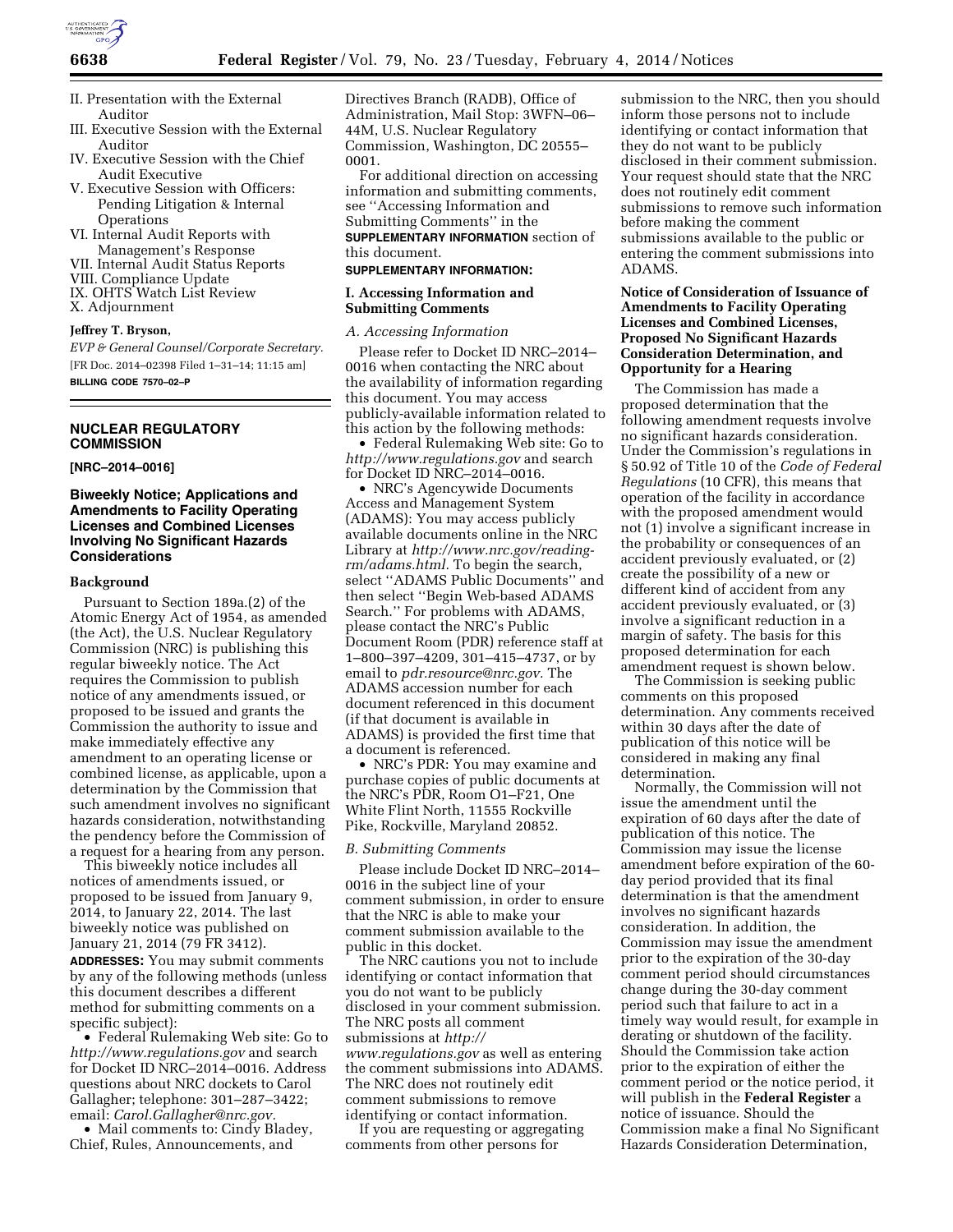II. Presentation with the External Auditor
III. Executive Session with the External Auditor
IV. Executive Session with the Chief Audit Executive
V. Executive Session with Officers: Pending Litigation & Internal Operations
VI. Internal Audit Reports with Management's Response
VII. Internal Audit Status Reports
VIII. Compliance Update
IX. OHTS Watch List Review
X. Adjournment

**Jeffrey T. Bryson,**

*EVP & General Counsel/Corporate Secretary.*

[FR Doc. 2014–02398 Filed 1–31–14; 11:15 am]

**BILLING CODE 7570–02–P**

---

## NUCLEAR REGULATORY COMMISSION

**[NRC–2014–0016]**

## Biweekly Notice; Applications and Amendments to Facility Operating Licenses and Combined Licenses Involving No Significant Hazards Considerations

### Background

Pursuant to Section 189a.(2) of the Atomic Energy Act of 1954, as amended (the Act), the U.S. Nuclear Regulatory Commission (NRC) is publishing this regular biweekly notice. The Act requires the Commission to publish notice of any amendments issued, or proposed to be issued and grants the Commission the authority to issue and make immediately effective any amendment to an operating license or combined license, as applicable, upon a determination by the Commission that such amendment involves no significant hazards consideration, notwithstanding the pendency before the Commission of a request for a hearing from any person.

This biweekly notice includes all notices of amendments issued, or proposed to be issued from January 9, 2014, to January 22, 2014. The last biweekly notice was published on January 21, 2014 (79 FR 3412).

**ADDRESSES:** You may submit comments by any of the following methods (unless this document describes a different method for submitting comments on a specific subject):

- Federal Rulemaking Web site: Go to *http://www.regulations.gov* and search for Docket ID NRC–2014–0016. Address questions about NRC dockets to Carol Gallagher; telephone: 301–287–3422; email: *Carol.Gallagher@nrc.gov.*
- Mail comments to: Cindy Bladey, Chief, Rules, Announcements, and Directives Branch (RADB), Office of Administration, Mail Stop: 3WFN–06–44M, U.S. Nuclear Regulatory Commission, Washington, DC 20555–0001.

For additional direction on accessing information and submitting comments, see "Accessing Information and Submitting Comments" in the **SUPPLEMENTARY INFORMATION** section of this document.

**SUPPLEMENTARY INFORMATION:**

### I. Accessing Information and Submitting Comments

#### *A. Accessing Information*

Please refer to Docket ID NRC–2014–0016 when contacting the NRC about the availability of information regarding this document. You may access publicly-available information related to this action by the following methods:

- Federal Rulemaking Web site: Go to *http://www.regulations.gov* and search for Docket ID NRC–2014–0016.
- NRC's Agencywide Documents Access and Management System (ADAMS): You may access publicly available documents online in the NRC Library at *http://www.nrc.gov/reading-rm/adams.html.* To begin the search, select "ADAMS Public Documents" and then select "Begin Web-based ADAMS Search." For problems with ADAMS, please contact the NRC's Public Document Room (PDR) reference staff at 1–800–397–4209, 301–415–4737, or by email to *pdr.resource@nrc.gov.* The ADAMS accession number for each document referenced in this document (if that document is available in ADAMS) is provided the first time that a document is referenced.
- NRC's PDR: You may examine and purchase copies of public documents at the NRC's PDR, Room O1–F21, One White Flint North, 11555 Rockville Pike, Rockville, Maryland 20852.

#### *B. Submitting Comments*

Please include Docket ID NRC–2014–0016 in the subject line of your comment submission, in order to ensure that the NRC is able to make your comment submission available to the public in this docket.

The NRC cautions you not to include identifying or contact information that you do not want to be publicly disclosed in your comment submission. The NRC posts all comment submissions at *http://www.regulations.gov* as well as entering the comment submissions into ADAMS. The NRC does not routinely edit comment submissions to remove identifying or contact information.

If you are requesting or aggregating comments from other persons for submission to the NRC, then you should inform those persons not to include identifying or contact information that they do not want to be publicly disclosed in their comment submission. Your request should state that the NRC does not routinely edit comment submissions to remove such information before making the comment submissions available to the public or entering the comment submissions into ADAMS.

### Notice of Consideration of Issuance of Amendments to Facility Operating Licenses and Combined Licenses, Proposed No Significant Hazards Consideration Determination, and Opportunity for a Hearing

The Commission has made a proposed determination that the following amendment requests involve no significant hazards consideration. Under the Commission's regulations in § 50.92 of Title 10 of the *Code of Federal Regulations* (10 CFR), this means that operation of the facility in accordance with the proposed amendment would not (1) involve a significant increase in the probability or consequences of an accident previously evaluated, or (2) create the possibility of a new or different kind of accident from any accident previously evaluated, or (3) involve a significant reduction in a margin of safety. The basis for this proposed determination for each amendment request is shown below.

The Commission is seeking public comments on this proposed determination. Any comments received within 30 days after the date of publication of this notice will be considered in making any final determination.

Normally, the Commission will not issue the amendment until the expiration of 60 days after the date of publication of this notice. The Commission may issue the license amendment before expiration of the 60-day period provided that its final determination is that the amendment involves no significant hazards consideration. In addition, the Commission may issue the amendment prior to the expiration of the 30-day comment period should circumstances change during the 30-day comment period such that failure to act in a timely way would result, for example in derating or shutdown of the facility. Should the Commission take action prior to the expiration of either the comment period or the notice period, it will publish in the **Federal Register** a notice of issuance. Should the Commission make a final No Significant Hazards Consideration Determination,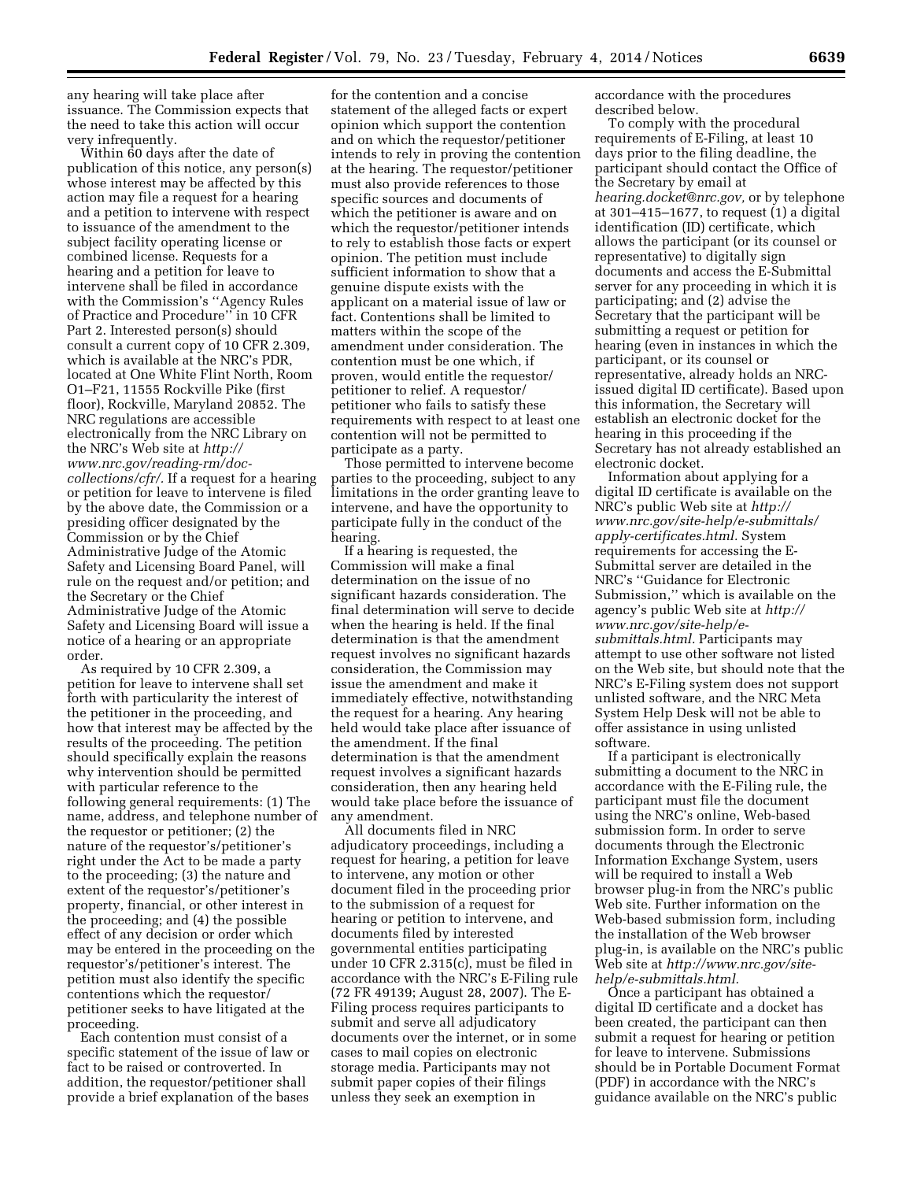any hearing will take place after issuance. The Commission expects that the need to take this action will occur very infrequently.

Within 60 days after the date of publication of this notice, any person(s) whose interest may be affected by this action may file a request for a hearing and a petition to intervene with respect to issuance of the amendment to the subject facility operating license or combined license. Requests for a hearing and a petition for leave to intervene shall be filed in accordance with the Commission's ''Agency Rules of Practice and Procedure'' in 10 CFR Part 2. Interested person(s) should consult a current copy of 10 CFR 2.309, which is available at the NRC's PDR, located at One White Flint North, Room O1–F21, 11555 Rockville Pike (first floor), Rockville, Maryland 20852. The NRC regulations are accessible electronically from the NRC Library on the NRC's Web site at *http://www.nrc.gov/reading-rm/doc-collections/cfr/*. If a request for a hearing or petition for leave to intervene is filed by the above date, the Commission or a presiding officer designated by the Commission or by the Chief Administrative Judge of the Atomic Safety and Licensing Board Panel, will rule on the request and/or petition; and the Secretary or the Chief Administrative Judge of the Atomic Safety and Licensing Board will issue a notice of a hearing or an appropriate order.

As required by 10 CFR 2.309, a petition for leave to intervene shall set forth with particularity the interest of the petitioner in the proceeding, and how that interest may be affected by the results of the proceeding. The petition should specifically explain the reasons why intervention should be permitted with particular reference to the following general requirements: (1) The name, address, and telephone number of the requestor or petitioner; (2) the nature of the requestor's/petitioner's right under the Act to be made a party to the proceeding; (3) the nature and extent of the requestor's/petitioner's property, financial, or other interest in the proceeding; and (4) the possible effect of any decision or order which may be entered in the proceeding on the requestor's/petitioner's interest. The petition must also identify the specific contentions which the requestor/petitioner seeks to have litigated at the proceeding.

Each contention must consist of a specific statement of the issue of law or fact to be raised or controverted. In addition, the requestor/petitioner shall provide a brief explanation of the bases for the contention and a concise statement of the alleged facts or expert opinion which support the contention and on which the requestor/petitioner intends to rely in proving the contention at the hearing. The requestor/petitioner must also provide references to those specific sources and documents of which the petitioner is aware and on which the requestor/petitioner intends to rely to establish those facts or expert opinion. The petition must include sufficient information to show that a genuine dispute exists with the applicant on a material issue of law or fact. Contentions shall be limited to matters within the scope of the amendment under consideration. The contention must be one which, if proven, would entitle the requestor/petitioner to relief. A requestor/petitioner who fails to satisfy these requirements with respect to at least one contention will not be permitted to participate as a party.

Those permitted to intervene become parties to the proceeding, subject to any limitations in the order granting leave to intervene, and have the opportunity to participate fully in the conduct of the hearing.

If a hearing is requested, the Commission will make a final determination on the issue of no significant hazards consideration. The final determination will serve to decide when the hearing is held. If the final determination is that the amendment request involves no significant hazards consideration, the Commission may issue the amendment and make it immediately effective, notwithstanding the request for a hearing. Any hearing held would take place after issuance of the amendment. If the final determination is that the amendment request involves a significant hazards consideration, then any hearing held would take place before the issuance of any amendment.

All documents filed in NRC adjudicatory proceedings, including a request for hearing, a petition for leave to intervene, any motion or other document filed in the proceeding prior to the submission of a request for hearing or petition to intervene, and documents filed by interested governmental entities participating under 10 CFR 2.315(c), must be filed in accordance with the NRC's E-Filing rule (72 FR 49139; August 28, 2007). The E-Filing process requires participants to submit and serve all adjudicatory documents over the internet, or in some cases to mail copies on electronic storage media. Participants may not submit paper copies of their filings unless they seek an exemption in accordance with the procedures described below.

To comply with the procedural requirements of E-Filing, at least 10 days prior to the filing deadline, the participant should contact the Office of the Secretary by email at *hearing.docket@nrc.gov*, or by telephone at 301–415–1677, to request (1) a digital identification (ID) certificate, which allows the participant (or its counsel or representative) to digitally sign documents and access the E-Submittal server for any proceeding in which it is participating; and (2) advise the Secretary that the participant will be submitting a request or petition for hearing (even in instances in which the participant, or its counsel or representative, already holds an NRC-issued digital ID certificate). Based upon this information, the Secretary will establish an electronic docket for the hearing in this proceeding if the Secretary has not already established an electronic docket.

Information about applying for a digital ID certificate is available on the NRC's public Web site at *http://www.nrc.gov/site-help/e-submittals/apply-certificates.html*. System requirements for accessing the E-Submittal server are detailed in the NRC's ''Guidance for Electronic Submission,'' which is available on the agency's public Web site at *http://www.nrc.gov/site-help/e-submittals.html*. Participants may attempt to use other software not listed on the Web site, but should note that the NRC's E-Filing system does not support unlisted software, and the NRC Meta System Help Desk will not be able to offer assistance in using unlisted software.

If a participant is electronically submitting a document to the NRC in accordance with the E-Filing rule, the participant must file the document using the NRC's online, Web-based submission form. In order to serve documents through the Electronic Information Exchange System, users will be required to install a Web browser plug-in from the NRC's public Web site. Further information on the Web-based submission form, including the installation of the Web browser plug-in, is available on the NRC's public Web site at *http://www.nrc.gov/site-help/e-submittals.html*.

Once a participant has obtained a digital ID certificate and a docket has been created, the participant can then submit a request for hearing or petition for leave to intervene. Submissions should be in Portable Document Format (PDF) in accordance with the NRC's guidance available on the NRC's public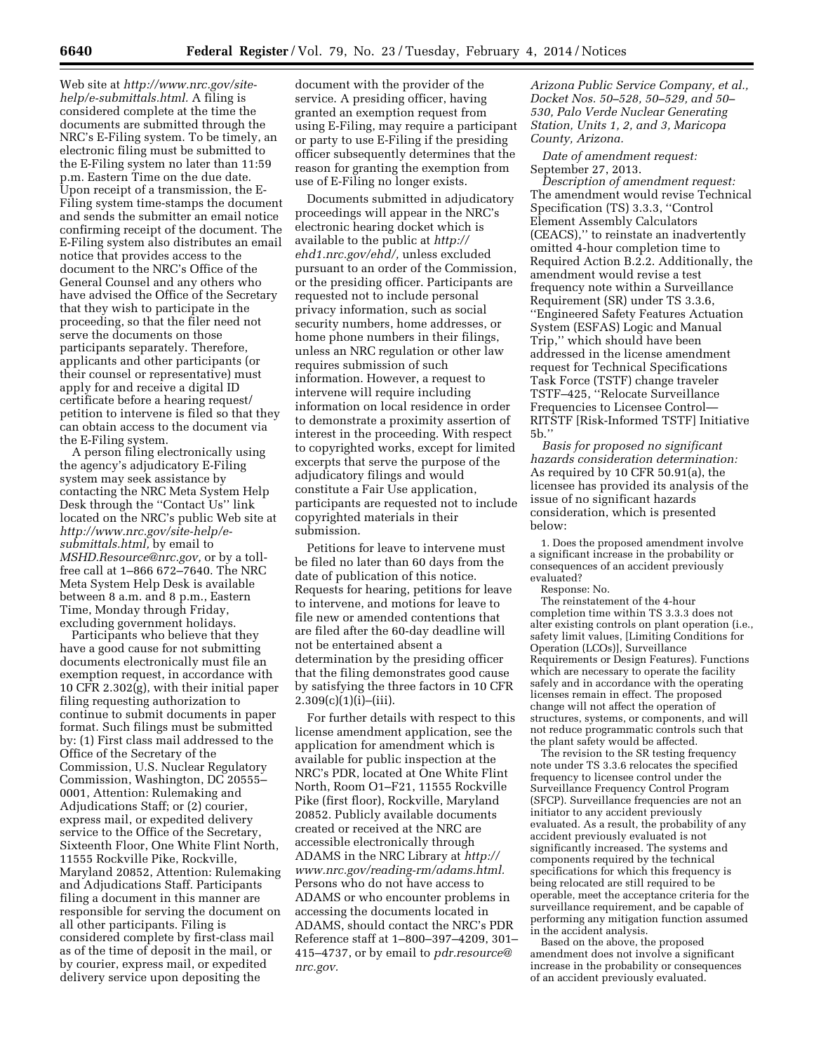Web site at *http://www.nrc.gov/site-help/e-submittals.html.* A filing is considered complete at the time the documents are submitted through the NRC's E-Filing system. To be timely, an electronic filing must be submitted to the E-Filing system no later than 11:59 p.m. Eastern Time on the due date. Upon receipt of a transmission, the E-Filing system time-stamps the document and sends the submitter an email notice confirming receipt of the document. The E-Filing system also distributes an email notice that provides access to the document to the NRC's Office of the General Counsel and any others who have advised the Office of the Secretary that they wish to participate in the proceeding, so that the filer need not serve the documents on those participants separately. Therefore, applicants and other participants (or their counsel or representative) must apply for and receive a digital ID certificate before a hearing request/petition to intervene is filed so that they can obtain access to the document via the E-Filing system.

A person filing electronically using the agency's adjudicatory E-Filing system may seek assistance by contacting the NRC Meta System Help Desk through the ''Contact Us'' link located on the NRC's public Web site at *http://www.nrc.gov/site-help/e-submittals.html,* by email to *MSHD.Resource@nrc.gov,* or by a toll-free call at 1–866 672–7640. The NRC Meta System Help Desk is available between 8 a.m. and 8 p.m., Eastern Time, Monday through Friday, excluding government holidays.

Participants who believe that they have a good cause for not submitting documents electronically must file an exemption request, in accordance with 10 CFR 2.302(g), with their initial paper filing requesting authorization to continue to submit documents in paper format. Such filings must be submitted by: (1) First class mail addressed to the Office of the Secretary of the Commission, U.S. Nuclear Regulatory Commission, Washington, DC 20555–0001, Attention: Rulemaking and Adjudications Staff; or (2) courier, express mail, or expedited delivery service to the Office of the Secretary, Sixteenth Floor, One White Flint North, 11555 Rockville Pike, Rockville, Maryland 20852, Attention: Rulemaking and Adjudications Staff. Participants filing a document in this manner are responsible for serving the document on all other participants. Filing is considered complete by first-class mail as of the time of deposit in the mail, or by courier, express mail, or expedited delivery service upon depositing the document with the provider of the service. A presiding officer, having granted an exemption request from using E-Filing, may require a participant or party to use E-Filing if the presiding officer subsequently determines that the reason for granting the exemption from use of E-Filing no longer exists.

Documents submitted in adjudicatory proceedings will appear in the NRC's electronic hearing docket which is available to the public at *http://ehd1.nrc.gov/ehd/,* unless excluded pursuant to an order of the Commission, or the presiding officer. Participants are requested not to include personal privacy information, such as social security numbers, home addresses, or home phone numbers in their filings, unless an NRC regulation or other law requires submission of such information. However, a request to intervene will require including information on local residence in order to demonstrate a proximity assertion of interest in the proceeding. With respect to copyrighted works, except for limited excerpts that serve the purpose of the adjudicatory filings and would constitute a Fair Use application, participants are requested not to include copyrighted materials in their submission.

Petitions for leave to intervene must be filed no later than 60 days from the date of publication of this notice. Requests for hearing, petitions for leave to intervene, and motions for leave to file new or amended contentions that are filed after the 60-day deadline will not be entertained absent a determination by the presiding officer that the filing demonstrates good cause by satisfying the three factors in 10 CFR 2.309(c)(1)(i)–(iii).

For further details with respect to this license amendment application, see the application for amendment which is available for public inspection at the NRC's PDR, located at One White Flint North, Room O1–F21, 11555 Rockville Pike (first floor), Rockville, Maryland 20852. Publicly available documents created or received at the NRC are accessible electronically through ADAMS in the NRC Library at *http://www.nrc.gov/reading-rm/adams.html.* Persons who do not have access to ADAMS or who encounter problems in accessing the documents located in ADAMS, should contact the NRC's PDR Reference staff at 1–800–397–4209, 301–415–4737, or by email to *pdr.resource@nrc.gov.*

*Arizona Public Service Company, et al., Docket Nos. 50–528, 50–529, and 50–530, Palo Verde Nuclear Generating Station, Units 1, 2, and 3, Maricopa County, Arizona.*

*Date of amendment request:* September 27, 2013.

*Description of amendment request:* The amendment would revise Technical Specification (TS) 3.3.3, ''Control Element Assembly Calculators (CEACS),'' to reinstate an inadvertently omitted 4-hour completion time to Required Action B.2.2. Additionally, the amendment would revise a test frequency note within a Surveillance Requirement (SR) under TS 3.3.6, ''Engineered Safety Features Actuation System (ESFAS) Logic and Manual Trip,'' which should have been addressed in the license amendment request for Technical Specifications Task Force (TSTF) change traveler TSTF–425, ''Relocate Surveillance Frequencies to Licensee Control—RITSTF [Risk-Informed TSTF] Initiative 5b.''

*Basis for proposed no significant hazards consideration determination:* As required by 10 CFR 50.91(a), the licensee has provided its analysis of the issue of no significant hazards consideration, which is presented below:

1. Does the proposed amendment involve a significant increase in the probability or consequences of an accident previously evaluated?

Response: No.

The reinstatement of the 4-hour completion time within TS 3.3.3 does not alter existing controls on plant operation (i.e., safety limit values, [Limiting Conditions for Operation (LCOs)], Surveillance Requirements or Design Features). Functions which are necessary to operate the facility safely and in accordance with the operating licenses remain in effect. The proposed change will not affect the operation of structures, systems, or components, and will not reduce programmatic controls such that the plant safety would be affected.

The revision to the SR testing frequency note under TS 3.3.6 relocates the specified frequency to licensee control under the Surveillance Frequency Control Program (SFCP). Surveillance frequencies are not an initiator to any accident previously evaluated. As a result, the probability of any accident previously evaluated is not significantly increased. The systems and components required by the technical specifications for which this frequency is being relocated are still required to be operable, meet the acceptance criteria for the surveillance requirement, and be capable of performing any mitigation function assumed in the accident analysis.

Based on the above, the proposed amendment does not involve a significant increase in the probability or consequences of an accident previously evaluated.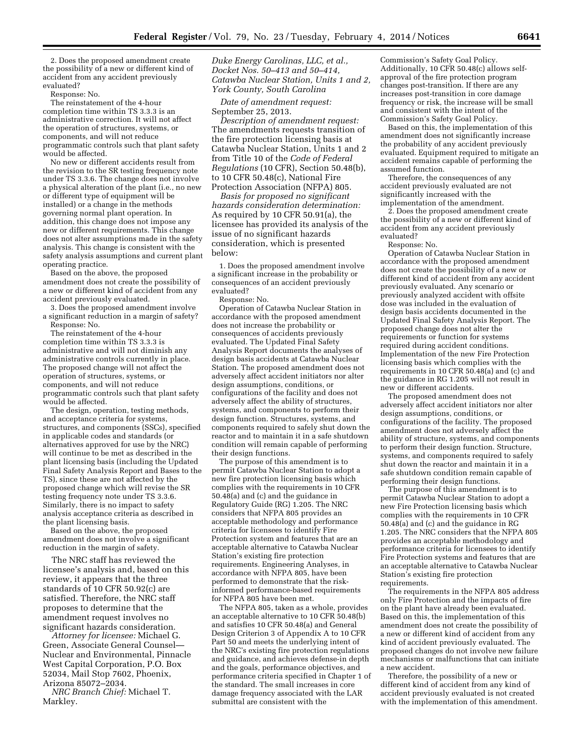2. Does the proposed amendment create the possibility of a new or different kind of accident from any accident previously evaluated?

Response: No.

The reinstatement of the 4-hour completion time within TS 3.3.3 is an administrative correction. It will not affect the operation of structures, systems, or components, and will not reduce programmatic controls such that plant safety would be affected.

No new or different accidents result from the revision to the SR testing frequency note under TS 3.3.6. The change does not involve a physical alteration of the plant (i.e., no new or different type of equipment will be installed) or a change in the methods governing normal plant operation. In addition, this change does not impose any new or different requirements. This change does not alter assumptions made in the safety analysis. This change is consistent with the safety analysis assumptions and current plant operating practice.

Based on the above, the proposed amendment does not create the possibility of a new or different kind of accident from any accident previously evaluated.

3. Does the proposed amendment involve a significant reduction in a margin of safety?

Response: No.

The reinstatement of the 4-hour completion time within TS 3.3.3 is administrative and will not diminish any administrative controls currently in place. The proposed change will not affect the operation of structures, systems, or components, and will not reduce programmatic controls such that plant safety would be affected.

The design, operation, testing methods, and acceptance criteria for systems, structures, and components (SSCs), specified in applicable codes and standards (or alternatives approved for use by the NRC) will continue to be met as described in the plant licensing basis (including the Updated Final Safety Analysis Report and Bases to the TS), since these are not affected by the proposed change which will revise the SR testing frequency note under TS 3.3.6. Similarly, there is no impact to safety analysis acceptance criteria as described in the plant licensing basis.

Based on the above, the proposed amendment does not involve a significant reduction in the margin of safety.

The NRC staff has reviewed the licensee's analysis and, based on this review, it appears that the three standards of 10 CFR 50.92(c) are satisfied. Therefore, the NRC staff proposes to determine that the amendment request involves no significant hazards consideration.

*Attorney for licensee:* Michael G. Green, Associate General Counsel—Nuclear and Environmental, Pinnacle West Capital Corporation, P.O. Box 52034, Mail Stop 7602, Phoenix, Arizona 85072–2034.

*NRC Branch Chief:* Michael T. Markley.

*Duke Energy Carolinas, LLC, et al., Docket Nos. 50–413 and 50–414, Catawba Nuclear Station, Units 1 and 2, York County, South Carolina*

*Date of amendment request:* September 25, 2013.

*Description of amendment request:* The amendments requests transition of the fire protection licensing basis at Catawba Nuclear Station, Units 1 and 2 from Title 10 of the *Code of Federal Regulations* (10 CFR), Section 50.48(b), to 10 CFR 50.48(c), National Fire Protection Association (NFPA) 805.

*Basis for proposed no significant hazards consideration determination:* As required by 10 CFR 50.91(a), the licensee has provided its analysis of the issue of no significant hazards consideration, which is presented below:

1. Does the proposed amendment involve a significant increase in the probability or consequences of an accident previously evaluated?

Response: No.

Operation of Catawba Nuclear Station in accordance with the proposed amendment does not increase the probability or consequences of accidents previously evaluated. The Updated Final Safety Analysis Report documents the analyses of design basis accidents at Catawba Nuclear Station. The proposed amendment does not adversely affect accident initiators nor alter design assumptions, conditions, or configurations of the facility and does not adversely affect the ability of structures, systems, and components to perform their design function. Structures, systems, and components required to safely shut down the reactor and to maintain it in a safe shutdown condition will remain capable of performing their design functions.

The purpose of this amendment is to permit Catawba Nuclear Station to adopt a new fire protection licensing basis which complies with the requirements in 10 CFR 50.48(a) and (c) and the guidance in Regulatory Guide (RG) 1.205. The NRC considers that NFPA 805 provides an acceptable methodology and performance criteria for licensees to identify Fire Protection system and features that are an acceptable alternative to Catawba Nuclear Station's existing fire protection requirements. Engineering Analyses, in accordance with NFPA 805, have been performed to demonstrate that the risk-informed performance-based requirements for NFPA 805 have been met.

The NFPA 805, taken as a whole, provides an acceptable alternative to 10 CFR 50.48(b) and satisfies 10 CFR 50.48(a) and General Design Criterion 3 of Appendix A to 10 CFR Part 50 and meets the underlying intent of the NRC's existing fire protection regulations and guidance, and achieves defense-in depth and the goals, performance objectives, and performance criteria specified in Chapter 1 of the standard. The small increases in core damage frequency associated with the LAR submittal are consistent with the Commission's Safety Goal Policy. Additionally, 10 CFR 50.48(c) allows self-approval of the fire protection program changes post-transition. If there are any increases post-transition in core damage frequency or risk, the increase will be small and consistent with the intent of the Commission's Safety Goal Policy.

Based on this, the implementation of this amendment does not significantly increase the probability of any accident previously evaluated. Equipment required to mitigate an accident remains capable of performing the assumed function.

Therefore, the consequences of any accident previously evaluated are not significantly increased with the implementation of the amendment.

2. Does the proposed amendment create the possibility of a new or different kind of accident from any accident previously evaluated?

Response: No.

Operation of Catawba Nuclear Station in accordance with the proposed amendment does not create the possibility of a new or different kind of accident from any accident previously evaluated. Any scenario or previously analyzed accident with offsite dose was included in the evaluation of design basis accidents documented in the Updated Final Safety Analysis Report. The proposed change does not alter the requirements or function for systems required during accident conditions. Implementation of the new Fire Protection licensing basis which complies with the requirements in 10 CFR 50.48(a) and (c) and the guidance in RG 1.205 will not result in new or different accidents.

The proposed amendment does not adversely affect accident initiators nor alter design assumptions, conditions, or configurations of the facility. The proposed amendment does not adversely affect the ability of structure, systems, and components to perform their design function. Structure, systems, and components required to safely shut down the reactor and maintain it in a safe shutdown condition remain capable of performing their design functions.

The purpose of this amendment is to permit Catawba Nuclear Station to adopt a new Fire Protection licensing basis which complies with the requirements in 10 CFR 50.48(a) and (c) and the guidance in RG 1.205. The NRC considers that the NFPA 805 provides an acceptable methodology and performance criteria for licensees to identify Fire Protection systems and features that are an acceptable alternative to Catawba Nuclear Station's existing fire protection requirements.

The requirements in the NFPA 805 address only Fire Protection and the impacts of fire on the plant have already been evaluated. Based on this, the implementation of this amendment does not create the possibility of a new or different kind of accident from any kind of accident previously evaluated. The proposed changes do not involve new failure mechanisms or malfunctions that can initiate a new accident.

Therefore, the possibility of a new or different kind of accident from any kind of accident previously evaluated is not created with the implementation of this amendment.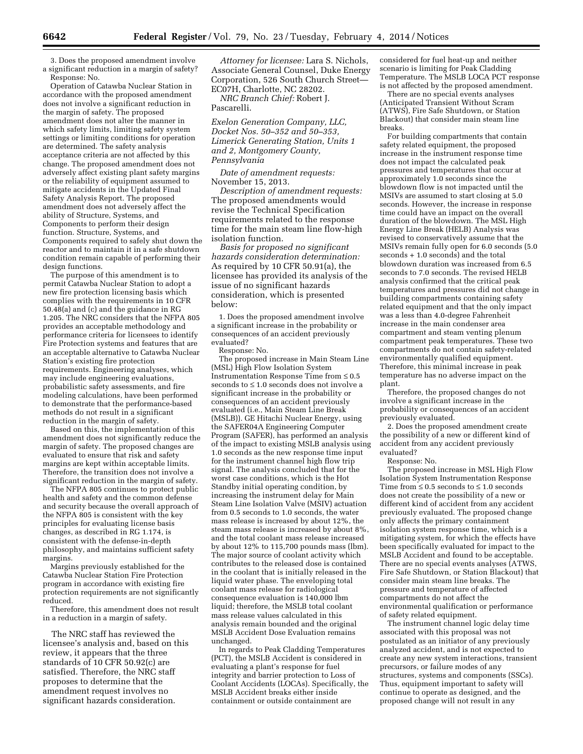3. Does the proposed amendment involve a significant reduction in a margin of safety?

Response: No.

Operation of Catawba Nuclear Station in accordance with the proposed amendment does not involve a significant reduction in the margin of safety. The proposed amendment does not alter the manner in which safety limits, limiting safety system settings or limiting conditions for operation are determined. The safety analysis acceptance criteria are not affected by this change. The proposed amendment does not adversely affect existing plant safety margins or the reliability of equipment assumed to mitigate accidents in the Updated Final Safety Analysis Report. The proposed amendment does not adversely affect the ability of Structure, Systems, and Components to perform their design function. Structure, Systems, and Components required to safely shut down the reactor and to maintain it in a safe shutdown condition remain capable of performing their design functions.

The purpose of this amendment is to permit Catawba Nuclear Station to adopt a new fire protection licensing basis which complies with the requirements in 10 CFR 50.48(a) and (c) and the guidance in RG 1.205. The NRC considers that the NFPA 805 provides an acceptable methodology and performance criteria for licensees to identify Fire Protection systems and features that are an acceptable alternative to Catawba Nuclear Station's existing fire protection requirements. Engineering analyses, which may include engineering evaluations, probabilistic safety assessments, and fire modeling calculations, have been performed to demonstrate that the performance-based methods do not result in a significant reduction in the margin of safety.

Based on this, the implementation of this amendment does not significantly reduce the margin of safety. The proposed changes are evaluated to ensure that risk and safety margins are kept within acceptable limits. Therefore, the transition does not involve a significant reduction in the margin of safety.

The NFPA 805 continues to protect public health and safety and the common defense and security because the overall approach of the NFPA 805 is consistent with the key principles for evaluating license basis changes, as described in RG 1.174, is consistent with the defense-in-depth philosophy, and maintains sufficient safety margins.

Margins previously established for the Catawba Nuclear Station Fire Protection program in accordance with existing fire protection requirements are not significantly reduced.

Therefore, this amendment does not result in a reduction in a margin of safety.

The NRC staff has reviewed the licensee's analysis and, based on this review, it appears that the three standards of 10 CFR 50.92(c) are satisfied. Therefore, the NRC staff proposes to determine that the amendment request involves no significant hazards consideration.

*Attorney for licensee:* Lara S. Nichols, Associate General Counsel, Duke Energy Corporation, 526 South Church Street—EC07H, Charlotte, NC 28202.

*NRC Branch Chief:* Robert J. Pascarelli.

*Exelon Generation Company, LLC, Docket Nos. 50–352 and 50–353, Limerick Generating Station, Units 1 and 2, Montgomery County, Pennsylvania*

*Date of amendment requests:* November 15, 2013.

*Description of amendment requests:* The proposed amendments would revise the Technical Specification requirements related to the response time for the main steam line flow-high isolation function.

*Basis for proposed no significant hazards consideration determination:* As required by 10 CFR 50.91(a), the licensee has provided its analysis of the issue of no significant hazards consideration, which is presented below:

1. Does the proposed amendment involve a significant increase in the probability or consequences of an accident previously evaluated?

Response: No.

The proposed increase in Main Steam Line (MSL) High Flow Isolation System Instrumentation Response Time from ≤ 0.5 seconds to ≤ 1.0 seconds does not involve a significant increase in the probability or consequences of an accident previously evaluated (i.e., Main Steam Line Break (MSLB)). GE Hitachi Nuclear Energy, using the SAFER04A Engineering Computer Program (SAFER), has performed an analysis of the impact to existing MSLB analysis using 1.0 seconds as the new response time input for the instrument channel high flow trip signal. The analysis concluded that for the worst case conditions, which is the Hot Standby initial operating condition, by increasing the instrument delay for Main Steam Line Isolation Valve (MSIV) actuation from 0.5 seconds to 1.0 seconds, the water mass release is increased by about 12%, the steam mass release is increased by about 8%, and the total coolant mass release increased by about 12% to 115,700 pounds mass (lbm). The major source of coolant activity which contributes to the released dose is contained in the coolant that is initially released in the liquid water phase. The enveloping total coolant mass release for radiological consequence evaluation is 140,000 lbm liquid; therefore, the MSLB total coolant mass release values calculated in this analysis remain bounded and the original MSLB Accident Dose Evaluation remains unchanged.

In regards to Peak Cladding Temperatures (PCT), the MSLB Accident is considered in evaluating a plant's response for fuel integrity and barrier protection to Loss of Coolant Accidents (LOCAs). Specifically, the MSLB Accident breaks either inside containment or outside containment are considered for fuel heat-up and neither scenario is limiting for Peak Cladding Temperature. The MSLB LOCA PCT response is not affected by the proposed amendment.

There are no special events analyses (Anticipated Transient Without Scram (ATWS), Fire Safe Shutdown, or Station Blackout) that consider main steam line breaks.

For building compartments that contain safety related equipment, the proposed increase in the instrument response time does not impact the calculated peak pressures and temperatures that occur at approximately 1.0 seconds since the blowdown flow is not impacted until the MSIVs are assumed to start closing at 5.0 seconds. However, the increase in response time could have an impact on the overall duration of the blowdown. The MSL High Energy Line Break (HELB) Analysis was revised to conservatively assume that the MSIVs remain fully open for 6.0 seconds (5.0 seconds + 1.0 seconds) and the total blowdown duration was increased from 6.5 seconds to 7.0 seconds. The revised HELB analysis confirmed that the critical peak temperatures and pressures did not change in building compartments containing safety related equipment and that the only impact was a less than 4.0-degree Fahrenheit increase in the main condenser area compartment and steam venting plenum compartment peak temperatures. These two compartments do not contain safety-related environmentally qualified equipment. Therefore, this minimal increase in peak temperature has no adverse impact on the plant.

Therefore, the proposed changes do not involve a significant increase in the probability or consequences of an accident previously evaluated.

2. Does the proposed amendment create the possibility of a new or different kind of accident from any accident previously evaluated?

Response: No.

The proposed increase in MSL High Flow Isolation System Instrumentation Response Time from ≤ 0.5 seconds to ≤ 1.0 seconds does not create the possibility of a new or different kind of accident from any accident previously evaluated. The proposed change only affects the primary containment isolation system response time, which is a mitigating system, for which the effects have been specifically evaluated for impact to the MSLB Accident and found to be acceptable. There are no special events analyses (ATWS, Fire Safe Shutdown, or Station Blackout) that consider main steam line breaks. The pressure and temperature of affected compartments do not affect the environmental qualification or performance of safety related equipment.

The instrument channel logic delay time associated with this proposal was not postulated as an initiator of any previously analyzed accident, and is not expected to create any new system interactions, transient precursors, or failure modes of any structures, systems and components (SSCs). Thus, equipment important to safety will continue to operate as designed, and the proposed change will not result in any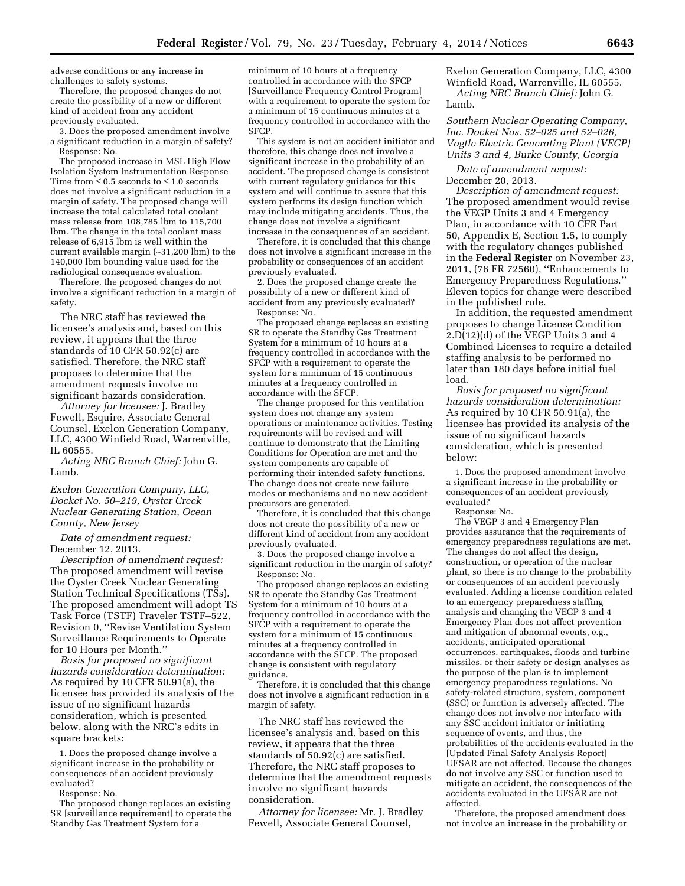adverse conditions or any increase in challenges to safety systems.

Therefore, the proposed changes do not create the possibility of a new or different kind of accident from any accident previously evaluated.

3. Does the proposed amendment involve a significant reduction in a margin of safety?

Response: No.

The proposed increase in MSL High Flow Isolation System Instrumentation Response Time from ≤ 0.5 seconds to ≤ 1.0 seconds does not involve a significant reduction in a margin of safety. The proposed change will increase the total calculated total coolant mass release from 108,785 lbm to 115,700 lbm. The change in the total coolant mass release of 6,915 lbm is well within the current available margin (~31,200 lbm) to the 140,000 lbm bounding value used for the radiological consequence evaluation.

Therefore, the proposed changes do not involve a significant reduction in a margin of safety.

The NRC staff has reviewed the licensee's analysis and, based on this review, it appears that the three standards of 10 CFR 50.92(c) are satisfied. Therefore, the NRC staff proposes to determine that the amendment requests involve no significant hazards consideration.

*Attorney for licensee:* J. Bradley Fewell, Esquire, Associate General Counsel, Exelon Generation Company, LLC, 4300 Winfield Road, Warrenville, IL 60555.

*Acting NRC Branch Chief:* John G. Lamb.

*Exelon Generation Company, LLC, Docket No. 50–219, Oyster Creek Nuclear Generating Station, Ocean County, New Jersey*

*Date of amendment request:* December 12, 2013.

*Description of amendment request:* The proposed amendment will revise the Oyster Creek Nuclear Generating Station Technical Specifications (TSs). The proposed amendment will adopt TS Task Force (TSTF) Traveler TSTF–522, Revision 0, ''Revise Ventilation System Surveillance Requirements to Operate for 10 Hours per Month.''

*Basis for proposed no significant hazards consideration determination:* As required by 10 CFR 50.91(a), the licensee has provided its analysis of the issue of no significant hazards consideration, which is presented below, along with the NRC's edits in square brackets:

1. Does the proposed change involve a significant increase in the probability or consequences of an accident previously evaluated?

Response: No.

The proposed change replaces an existing SR [surveillance requirement] to operate the Standby Gas Treatment System for a minimum of 10 hours at a frequency controlled in accordance with the SFCP [Surveillance Frequency Control Program] with a requirement to operate the system for a minimum of 15 continuous minutes at a frequency controlled in accordance with the SFCP.

This system is not an accident initiator and therefore, this change does not involve a significant increase in the probability of an accident. The proposed change is consistent with current regulatory guidance for this system and will continue to assure that this system performs its design function which may include mitigating accidents. Thus, the change does not involve a significant increase in the consequences of an accident.

Therefore, it is concluded that this change does not involve a significant increase in the probability or consequences of an accident previously evaluated.

2. Does the proposed change create the possibility of a new or different kind of accident from any previously evaluated?

Response: No.

The proposed change replaces an existing SR to operate the Standby Gas Treatment System for a minimum of 10 hours at a frequency controlled in accordance with the SFCP with a requirement to operate the system for a minimum of 15 continuous minutes at a frequency controlled in accordance with the SFCP.

The change proposed for this ventilation system does not change any system operations or maintenance activities. Testing requirements will be revised and will continue to demonstrate that the Limiting Conditions for Operation are met and the system components are capable of performing their intended safety functions. The change does not create new failure modes or mechanisms and no new accident precursors are generated.

Therefore, it is concluded that this change does not create the possibility of a new or different kind of accident from any accident previously evaluated.

3. Does the proposed change involve a significant reduction in the margin of safety?

Response: No.

The proposed change replaces an existing SR to operate the Standby Gas Treatment System for a minimum of 10 hours at a frequency controlled in accordance with the SFCP with a requirement to operate the system for a minimum of 15 continuous minutes at a frequency controlled in accordance with the SFCP. The proposed change is consistent with regulatory guidance.

Therefore, it is concluded that this change does not involve a significant reduction in a margin of safety.

The NRC staff has reviewed the licensee's analysis and, based on this review, it appears that the three standards of 50.92(c) are satisfied. Therefore, the NRC staff proposes to determine that the amendment requests involve no significant hazards consideration.

*Attorney for licensee:* Mr. J. Bradley Fewell, Associate General Counsel, Exelon Generation Company, LLC, 4300 Winfield Road, Warrenville, IL 60555.

*Acting NRC Branch Chief:* John G. Lamb.

*Southern Nuclear Operating Company, Inc. Docket Nos. 52–025 and 52–026, Vogtle Electric Generating Plant (VEGP) Units 3 and 4, Burke County, Georgia*

*Date of amendment request:* December 20, 2013.

*Description of amendment request:* The proposed amendment would revise the VEGP Units 3 and 4 Emergency Plan, in accordance with 10 CFR Part 50, Appendix E, Section 1.5, to comply with the regulatory changes published in the **Federal Register** on November 23, 2011, (76 FR 72560), ''Enhancements to Emergency Preparedness Regulations.'' Eleven topics for change were described in the published rule.

In addition, the requested amendment proposes to change License Condition 2.D(12)(d) of the VEGP Units 3 and 4 Combined Licenses to require a detailed staffing analysis to be performed no later than 180 days before initial fuel load.

*Basis for proposed no significant hazards consideration determination:* As required by 10 CFR 50.91(a), the licensee has provided its analysis of the issue of no significant hazards consideration, which is presented below:

1. Does the proposed amendment involve a significant increase in the probability or consequences of an accident previously evaluated?

Response: No.

The VEGP 3 and 4 Emergency Plan provides assurance that the requirements of emergency preparedness regulations are met. The changes do not affect the design, construction, or operation of the nuclear plant, so there is no change to the probability or consequences of an accident previously evaluated. Adding a license condition related to an emergency preparedness staffing analysis and changing the VEGP 3 and 4 Emergency Plan does not affect prevention and mitigation of abnormal events, e.g., accidents, anticipated operational occurrences, earthquakes, floods and turbine missiles, or their safety or design analyses as the purpose of the plan is to implement emergency preparedness regulations. No safety-related structure, system, component (SSC) or function is adversely affected. The change does not involve nor interface with any SSC accident initiator or initiating sequence of events, and thus, the probabilities of the accidents evaluated in the [Updated Final Safety Analysis Report] UFSAR are not affected. Because the changes do not involve any SSC or function used to mitigate an accident, the consequences of the accidents evaluated in the UFSAR are not affected.

Therefore, the proposed amendment does not involve an increase in the probability or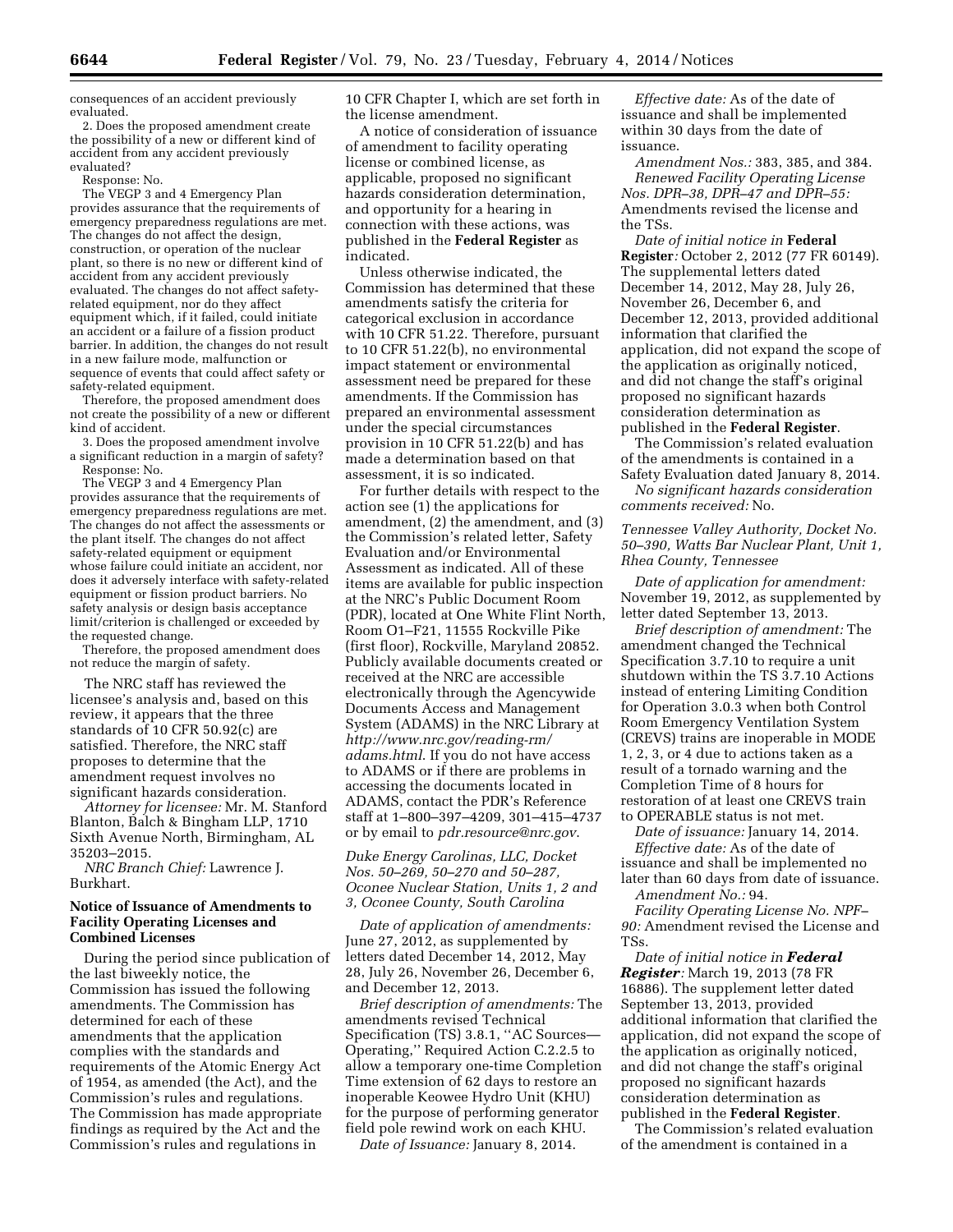consequences of an accident previously evaluated.

2. Does the proposed amendment create the possibility of a new or different kind of accident from any accident previously evaluated?

Response: No.

The VEGP 3 and 4 Emergency Plan provides assurance that the requirements of emergency preparedness regulations are met. The changes do not affect the design, construction, or operation of the nuclear plant, so there is no new or different kind of accident from any accident previously evaluated. The changes do not affect safety-related equipment, nor do they affect equipment which, if it failed, could initiate an accident or a failure of a fission product barrier. In addition, the changes do not result in a new failure mode, malfunction or sequence of events that could affect safety or safety-related equipment.

Therefore, the proposed amendment does not create the possibility of a new or different kind of accident.

3. Does the proposed amendment involve a significant reduction in a margin of safety?

Response: No.

The VEGP 3 and 4 Emergency Plan provides assurance that the requirements of emergency preparedness regulations are met. The changes do not affect the assessments or the plant itself. The changes do not affect safety-related equipment or equipment whose failure could initiate an accident, nor does it adversely interface with safety-related equipment or fission product barriers. No safety analysis or design basis acceptance limit/criterion is challenged or exceeded by the requested change.

Therefore, the proposed amendment does not reduce the margin of safety.

The NRC staff has reviewed the licensee's analysis and, based on this review, it appears that the three standards of 10 CFR 50.92(c) are satisfied. Therefore, the NRC staff proposes to determine that the amendment request involves no significant hazards consideration.

*Attorney for licensee:* Mr. M. Stanford Blanton, Balch & Bingham LLP, 1710 Sixth Avenue North, Birmingham, AL 35203–2015.

*NRC Branch Chief:* Lawrence J. Burkhart.

## Notice of Issuance of Amendments to Facility Operating Licenses and Combined Licenses

During the period since publication of the last biweekly notice, the Commission has issued the following amendments. The Commission has determined for each of these amendments that the application complies with the standards and requirements of the Atomic Energy Act of 1954, as amended (the Act), and the Commission's rules and regulations. The Commission has made appropriate findings as required by the Act and the Commission's rules and regulations in 10 CFR Chapter I, which are set forth in the license amendment.

A notice of consideration of issuance of amendment to facility operating license or combined license, as applicable, proposed no significant hazards consideration determination, and opportunity for a hearing in connection with these actions, was published in the **Federal Register** as indicated.

Unless otherwise indicated, the Commission has determined that these amendments satisfy the criteria for categorical exclusion in accordance with 10 CFR 51.22. Therefore, pursuant to 10 CFR 51.22(b), no environmental impact statement or environmental assessment need be prepared for these amendments. If the Commission has prepared an environmental assessment under the special circumstances provision in 10 CFR 51.22(b) and has made a determination based on that assessment, it is so indicated.

For further details with respect to the action see (1) the applications for amendment, (2) the amendment, and (3) the Commission's related letter, Safety Evaluation and/or Environmental Assessment as indicated. All of these items are available for public inspection at the NRC's Public Document Room (PDR), located at One White Flint North, Room O1–F21, 11555 Rockville Pike (first floor), Rockville, Maryland 20852. Publicly available documents created or received at the NRC are accessible electronically through the Agencywide Documents Access and Management System (ADAMS) in the NRC Library at *http://www.nrc.gov/reading-rm/adams.html*. If you do not have access to ADAMS or if there are problems in accessing the documents located in ADAMS, contact the PDR's Reference staff at 1–800–397–4209, 301–415–4737 or by email to *pdr.resource@nrc.gov*.

*Duke Energy Carolinas, LLC, Docket Nos. 50–269, 50–270 and 50–287, Oconee Nuclear Station, Units 1, 2 and 3, Oconee County, South Carolina*

*Date of application of amendments:* June 27, 2012, as supplemented by letters dated December 14, 2012, May 28, July 26, November 26, December 6, and December 12, 2013.

*Brief description of amendments:* The amendments revised Technical Specification (TS) 3.8.1, "AC Sources—Operating," Required Action C.2.2.5 to allow a temporary one-time Completion Time extension of 62 days to restore an inoperable Keowee Hydro Unit (KHU) for the purpose of performing generator field pole rewind work on each KHU.

*Date of Issuance:* January 8, 2014.

*Effective date:* As of the date of issuance and shall be implemented within 30 days from the date of issuance.

*Amendment Nos.:* 383, 385, and 384.

*Renewed Facility Operating License Nos. DPR–38, DPR–47 and DPR–55:* Amendments revised the license and the TSs.

*Date of initial notice in* **Federal Register***:* October 2, 2012 (77 FR 60149). The supplemental letters dated December 14, 2012, May 28, July 26, November 26, December 6, and December 12, 2013, provided additional information that clarified the application, did not expand the scope of the application as originally noticed, and did not change the staff's original proposed no significant hazards consideration determination as published in the **Federal Register**.

The Commission's related evaluation of the amendments is contained in a Safety Evaluation dated January 8, 2014.

*No significant hazards consideration comments received:* No.

*Tennessee Valley Authority, Docket No. 50–390, Watts Bar Nuclear Plant, Unit 1, Rhea County, Tennessee*

*Date of application for amendment:* November 19, 2012, as supplemented by letter dated September 13, 2013.

*Brief description of amendment:* The amendment changed the Technical Specification 3.7.10 to require a unit shutdown within the TS 3.7.10 Actions instead of entering Limiting Condition for Operation 3.0.3 when both Control Room Emergency Ventilation System (CREVS) trains are inoperable in MODE 1, 2, 3, or 4 due to actions taken as a result of a tornado warning and the Completion Time of 8 hours for restoration of at least one CREVS train to OPERABLE status is not met.

*Date of issuance:* January 14, 2014.

*Effective date:* As of the date of issuance and shall be implemented no later than 60 days from date of issuance.

*Amendment No.:* 94.

*Facility Operating License No. NPF–90:* Amendment revised the License and TSs.

*Date of initial notice in* ***Federal Register****:* March 19, 2013 (78 FR 16886). The supplement letter dated September 13, 2013, provided additional information that clarified the application, did not expand the scope of the application as originally noticed, and did not change the staff's original proposed no significant hazards consideration determination as published in the **Federal Register**.

The Commission's related evaluation of the amendment is contained in a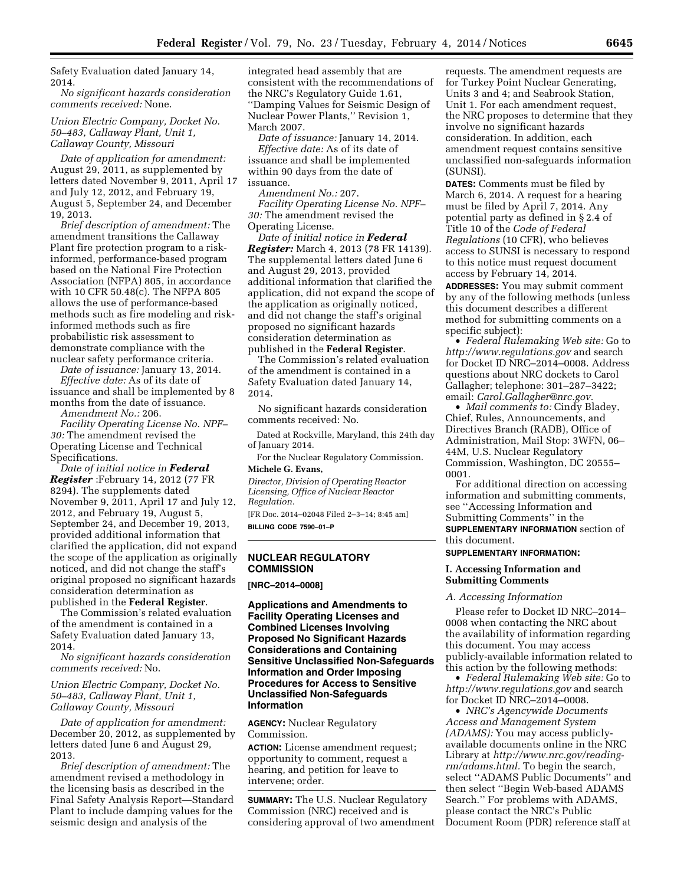Safety Evaluation dated January 14, 2014.

*No significant hazards consideration comments received:* None.

*Union Electric Company, Docket No. 50–483, Callaway Plant, Unit 1, Callaway County, Missouri*

*Date of application for amendment:* August 29, 2011, as supplemented by letters dated November 9, 2011, April 17 and July 12, 2012, and February 19, August 5, September 24, and December 19, 2013.

*Brief description of amendment:* The amendment transitions the Callaway Plant fire protection program to a risk-informed, performance-based program based on the National Fire Protection Association (NFPA) 805, in accordance with 10 CFR 50.48(c). The NFPA 805 allows the use of performance-based methods such as fire modeling and risk-informed methods such as fire probabilistic risk assessment to demonstrate compliance with the nuclear safety performance criteria.

*Date of issuance:* January 13, 2014.

*Effective date:* As of its date of issuance and shall be implemented by 8 months from the date of issuance.

*Amendment No.:* 206.

*Facility Operating License No. NPF–30:* The amendment revised the Operating License and Technical Specifications.

*Date of initial notice in **Federal Register***:February 14, 2012 (77 FR 8294). The supplements dated November 9, 2011, April 17 and July 12, 2012, and February 19, August 5, September 24, and December 19, 2013, provided additional information that clarified the application, did not expand the scope of the application as originally noticed, and did not change the staff's original proposed no significant hazards consideration determination as published in the **Federal Register**.

The Commission's related evaluation of the amendment is contained in a Safety Evaluation dated January 13, 2014.

*No significant hazards consideration comments received:* No.

*Union Electric Company, Docket No. 50–483, Callaway Plant, Unit 1, Callaway County, Missouri*

*Date of application for amendment:* December 20, 2012, as supplemented by letters dated June 6 and August 29, 2013.

*Brief description of amendment:* The amendment revised a methodology in the licensing basis as described in the Final Safety Analysis Report—Standard Plant to include damping values for the seismic design and analysis of the integrated head assembly that are consistent with the recommendations of the NRC's Regulatory Guide 1.61, ''Damping Values for Seismic Design of Nuclear Power Plants,'' Revision 1, March 2007.

*Date of issuance:* January 14, 2014.

*Effective date:* As of its date of issuance and shall be implemented within 90 days from the date of issuance.

*Amendment No.:* 207.

*Facility Operating License No. NPF–30:* The amendment revised the Operating License.

*Date of initial notice in **Federal Register**:* March 4, 2013 (78 FR 14139). The supplemental letters dated June 6 and August 29, 2013, provided additional information that clarified the application, did not expand the scope of the application as originally noticed, and did not change the staff's original proposed no significant hazards consideration determination as published in the **Federal Register**.

The Commission's related evaluation of the amendment is contained in a Safety Evaluation dated January 14, 2014.

No significant hazards consideration comments received: No.

Dated at Rockville, Maryland, this 24th day of January 2014.

For the Nuclear Regulatory Commission.

**Michele G. Evans,**

*Director, Division of Operating Reactor Licensing, Office of Nuclear Reactor Regulation.*

[FR Doc. 2014–02048 Filed 2–3–14; 8:45 am]

**BILLING CODE 7590–01–P**

---

## NUCLEAR REGULATORY COMMISSION

**[NRC–2014–0008]**

### Applications and Amendments to Facility Operating Licenses and Combined Licenses Involving Proposed No Significant Hazards Considerations and Containing Sensitive Unclassified Non-Safeguards Information and Order Imposing Procedures for Access to Sensitive Unclassified Non-Safeguards Information

**AGENCY:** Nuclear Regulatory Commission.

**ACTION:** License amendment request; opportunity to comment, request a hearing, and petition for leave to intervene; order.

**SUMMARY:** The U.S. Nuclear Regulatory Commission (NRC) received and is considering approval of two amendment requests. The amendment requests are for Turkey Point Nuclear Generating, Units 3 and 4; and Seabrook Station, Unit 1. For each amendment request, the NRC proposes to determine that they involve no significant hazards consideration. In addition, each amendment request contains sensitive unclassified non-safeguards information (SUNSI).

**DATES:** Comments must be filed by March 6, 2014. A request for a hearing must be filed by April 7, 2014. Any potential party as defined in § 2.4 of Title 10 of the *Code of Federal Regulations* (10 CFR), who believes access to SUNSI is necessary to respond to this notice must request document access by February 14, 2014.

**ADDRESSES:** You may submit comment by any of the following methods (unless this document describes a different method for submitting comments on a specific subject):

- *Federal Rulemaking Web site:* Go to *http://www.regulations.gov* and search for Docket ID NRC–2014–0008. Address questions about NRC dockets to Carol Gallagher; telephone: 301–287–3422; email: *Carol.Gallagher@nrc.gov.*
- *Mail comments to:* Cindy Bladey, Chief, Rules, Announcements, and Directives Branch (RADB), Office of Administration, Mail Stop: 3WFN, 06–44M, U.S. Nuclear Regulatory Commission, Washington, DC 20555–0001.

For additional direction on accessing information and submitting comments, see ''Accessing Information and Submitting Comments'' in the **SUPPLEMENTARY INFORMATION** section of this document.

**SUPPLEMENTARY INFORMATION:**

#### I. Accessing Information and Submitting Comments

*A. Accessing Information*

Please refer to Docket ID NRC–2014–0008 when contacting the NRC about the availability of information regarding this document. You may access publicly-available information related to this action by the following methods:

- *Federal Rulemaking Web site:* Go to *http://www.regulations.gov* and search for Docket ID NRC–2014–0008.
- *NRC's Agencywide Documents Access and Management System (ADAMS):* You may access publicly-available documents online in the NRC Library at *http://www.nrc.gov/reading-rm/adams.html.* To begin the search, select ''ADAMS Public Documents'' and then select ''Begin Web-based ADAMS Search.'' For problems with ADAMS, please contact the NRC's Public Document Room (PDR) reference staff at